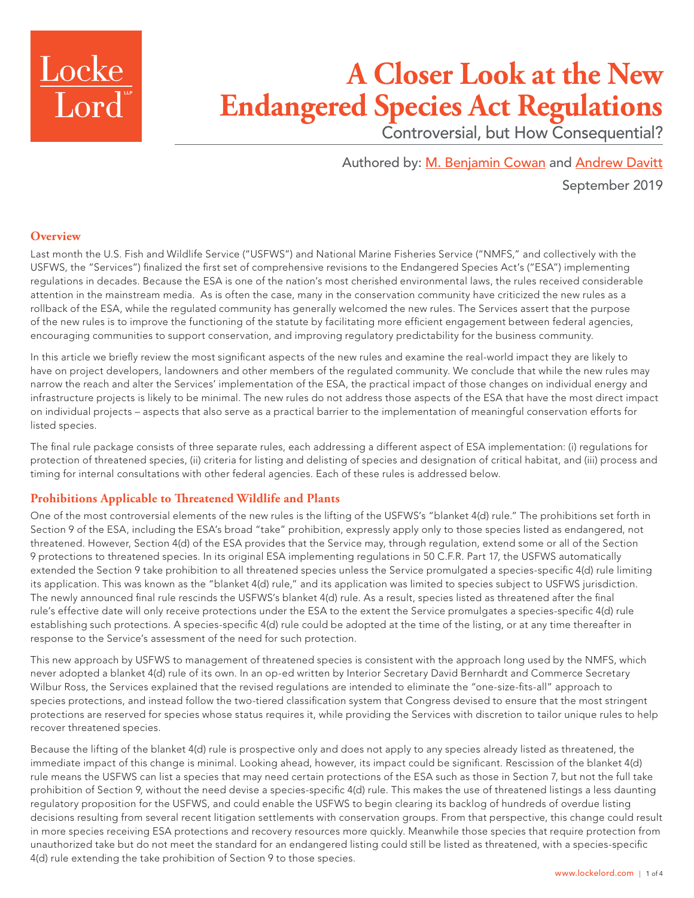# A Closer Look at the New Endangered Species Act Regulations

Controversial, but How Consequential?

Authored by: [M. Benjamin Cowan] and [Andrew Davitt]

September 2019

## Overview

Last month the U.S. Fish and Wildlife Service ("USFWS") and National Marine Fisheries Service ("NMFS," and collectively with the USFWS, the "Services") finalized the first set of comprehensive revisions to the Endangered Species Act's ("ESA") implementing regulations in decades. Because the ESA is one of the nation's most cherished environmental laws, the rules received considerable attention in the mainstream media. As is often the case, many in the conservation community have criticized the new rules as a rollback of the ESA, while the regulated community has generally welcomed the new rules. The Services assert that the purpose of the new rules is to improve the functioning of the statute by facilitating more efficient engagement between federal agencies, encouraging communities to support conservation, and improving regulatory predictability for the business community.

In this article we briefly review the most significant aspects of the new rules and examine the real-world impact they are likely to have on project developers, landowners and other members of the regulated community. We conclude that while the new rules may narrow the reach and alter the Services' implementation of the ESA, the practical impact of those changes on individual energy and infrastructure projects is likely to be minimal. The new rules do not address those aspects of the ESA that have the most direct impact on individual projects – aspects that also serve as a practical barrier to the implementation of meaningful conservation efforts for listed species.

The final rule package consists of three separate rules, each addressing a different aspect of ESA implementation: (i) regulations for protection of threatened species, (ii) criteria for listing and delisting of species and designation of critical habitat, and (iii) process and timing for internal consultations with other federal agencies. Each of these rules is addressed below.

## Prohibitions Applicable to Threatened Wildlife and Plants

One of the most controversial elements of the new rules is the lifting of the USFWS's "blanket 4(d) rule." The prohibitions set forth in Section 9 of the ESA, including the ESA's broad "take" prohibition, expressly apply only to those species listed as endangered, not threatened. However, Section 4(d) of the ESA provides that the Service may, through regulation, extend some or all of the Section 9 protections to threatened species. In its original ESA implementing regulations in 50 C.F.R. Part 17, the USFWS automatically extended the Section 9 take prohibition to all threatened species unless the Service promulgated a species-specific 4(d) rule limiting its application. This was known as the "blanket 4(d) rule," and its application was limited to species subject to USFWS jurisdiction. The newly announced final rule rescinds the USFWS's blanket 4(d) rule. As a result, species listed as threatened after the final rule's effective date will only receive protections under the ESA to the extent the Service promulgates a species-specific 4(d) rule establishing such protections. A species-specific 4(d) rule could be adopted at the time of the listing, or at any time thereafter in response to the Service's assessment of the need for such protection.

This new approach by USFWS to management of threatened species is consistent with the approach long used by the NMFS, which never adopted a blanket 4(d) rule of its own. In an op-ed written by Interior Secretary David Bernhardt and Commerce Secretary Wilbur Ross, the Services explained that the revised regulations are intended to eliminate the "one-size-fits-all" approach to species protections, and instead follow the two-tiered classification system that Congress devised to ensure that the most stringent protections are reserved for species whose status requires it, while providing the Services with discretion to tailor unique rules to help recover threatened species.

Because the lifting of the blanket 4(d) rule is prospective only and does not apply to any species already listed as threatened, the immediate impact of this change is minimal. Looking ahead, however, its impact could be significant. Rescission of the blanket 4(d) rule means the USFWS can list a species that may need certain protections of the ESA such as those in Section 7, but not the full take prohibition of Section 9, without the need devise a species-specific 4(d) rule. This makes the use of threatened listings a less daunting regulatory proposition for the USFWS, and could enable the USFWS to begin clearing its backlog of hundreds of overdue listing decisions resulting from several recent litigation settlements with conservation groups. From that perspective, this change could result in more species receiving ESA protections and recovery resources more quickly. Meanwhile those species that require protection from unauthorized take but do not meet the standard for an endangered listing could still be listed as threatened, with a species-specific 4(d) rule extending the take prohibition of Section 9 to those species.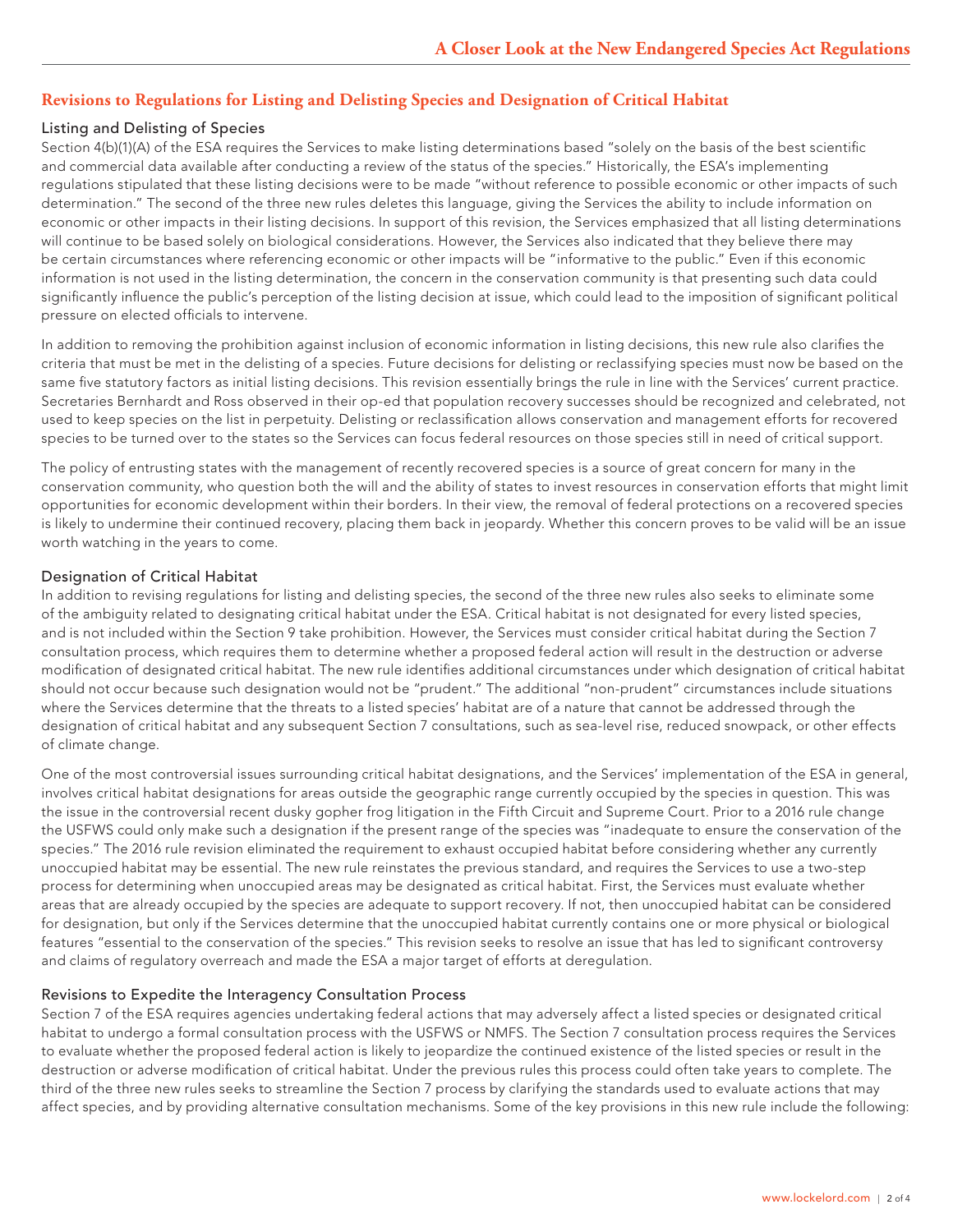## Revisions to Regulations for Listing and Delisting Species and Designation of Critical Habitat

### Listing and Delisting of Species

Section 4(b)(1)(A) of the ESA requires the Services to make listing determinations based "solely on the basis of the best scientific and commercial data available after conducting a review of the status of the species." Historically, the ESA's implementing regulations stipulated that these listing decisions were to be made "without reference to possible economic or other impacts of such determination." The second of the three new rules deletes this language, giving the Services the ability to include information on economic or other impacts in their listing decisions. In support of this revision, the Services emphasized that all listing determinations will continue to be based solely on biological considerations. However, the Services also indicated that they believe there may be certain circumstances where referencing economic or other impacts will be "informative to the public." Even if this economic information is not used in the listing determination, the concern in the conservation community is that presenting such data could significantly influence the public's perception of the listing decision at issue, which could lead to the imposition of significant political pressure on elected officials to intervene.

In addition to removing the prohibition against inclusion of economic information in listing decisions, this new rule also clarifies the criteria that must be met in the delisting of a species. Future decisions for delisting or reclassifying species must now be based on the same five statutory factors as initial listing decisions. This revision essentially brings the rule in line with the Services' current practice. Secretaries Bernhardt and Ross observed in their op-ed that population recovery successes should be recognized and celebrated, not used to keep species on the list in perpetuity. Delisting or reclassification allows conservation and management efforts for recovered species to be turned over to the states so the Services can focus federal resources on those species still in need of critical support.

The policy of entrusting states with the management of recently recovered species is a source of great concern for many in the conservation community, who question both the will and the ability of states to invest resources in conservation efforts that might limit opportunities for economic development within their borders. In their view, the removal of federal protections on a recovered species is likely to undermine their continued recovery, placing them back in jeopardy. Whether this concern proves to be valid will be an issue worth watching in the years to come.

### Designation of Critical Habitat

In addition to revising regulations for listing and delisting species, the second of the three new rules also seeks to eliminate some of the ambiguity related to designating critical habitat under the ESA. Critical habitat is not designated for every listed species, and is not included within the Section 9 take prohibition. However, the Services must consider critical habitat during the Section 7 consultation process, which requires them to determine whether a proposed federal action will result in the destruction or adverse modification of designated critical habitat. The new rule identifies additional circumstances under which designation of critical habitat should not occur because such designation would not be "prudent." The additional "non-prudent" circumstances include situations where the Services determine that the threats to a listed species' habitat are of a nature that cannot be addressed through the designation of critical habitat and any subsequent Section 7 consultations, such as sea-level rise, reduced snowpack, or other effects of climate change.

One of the most controversial issues surrounding critical habitat designations, and the Services' implementation of the ESA in general, involves critical habitat designations for areas outside the geographic range currently occupied by the species in question. This was the issue in the controversial recent dusky gopher frog litigation in the Fifth Circuit and Supreme Court. Prior to a 2016 rule change the USFWS could only make such a designation if the present range of the species was "inadequate to ensure the conservation of the species." The 2016 rule revision eliminated the requirement to exhaust occupied habitat before considering whether any currently unoccupied habitat may be essential. The new rule reinstates the previous standard, and requires the Services to use a two-step process for determining when unoccupied areas may be designated as critical habitat. First, the Services must evaluate whether areas that are already occupied by the species are adequate to support recovery. If not, then unoccupied habitat can be considered for designation, but only if the Services determine that the unoccupied habitat currently contains one or more physical or biological features "essential to the conservation of the species." This revision seeks to resolve an issue that has led to significant controversy and claims of regulatory overreach and made the ESA a major target of efforts at deregulation.

### Revisions to Expedite the Interagency Consultation Process

Section 7 of the ESA requires agencies undertaking federal actions that may adversely affect a listed species or designated critical habitat to undergo a formal consultation process with the USFWS or NMFS. The Section 7 consultation process requires the Services to evaluate whether the proposed federal action is likely to jeopardize the continued existence of the listed species or result in the destruction or adverse modification of critical habitat. Under the previous rules this process could often take years to complete. The third of the three new rules seeks to streamline the Section 7 process by clarifying the standards used to evaluate actions that may affect species, and by providing alternative consultation mechanisms. Some of the key provisions in this new rule include the following: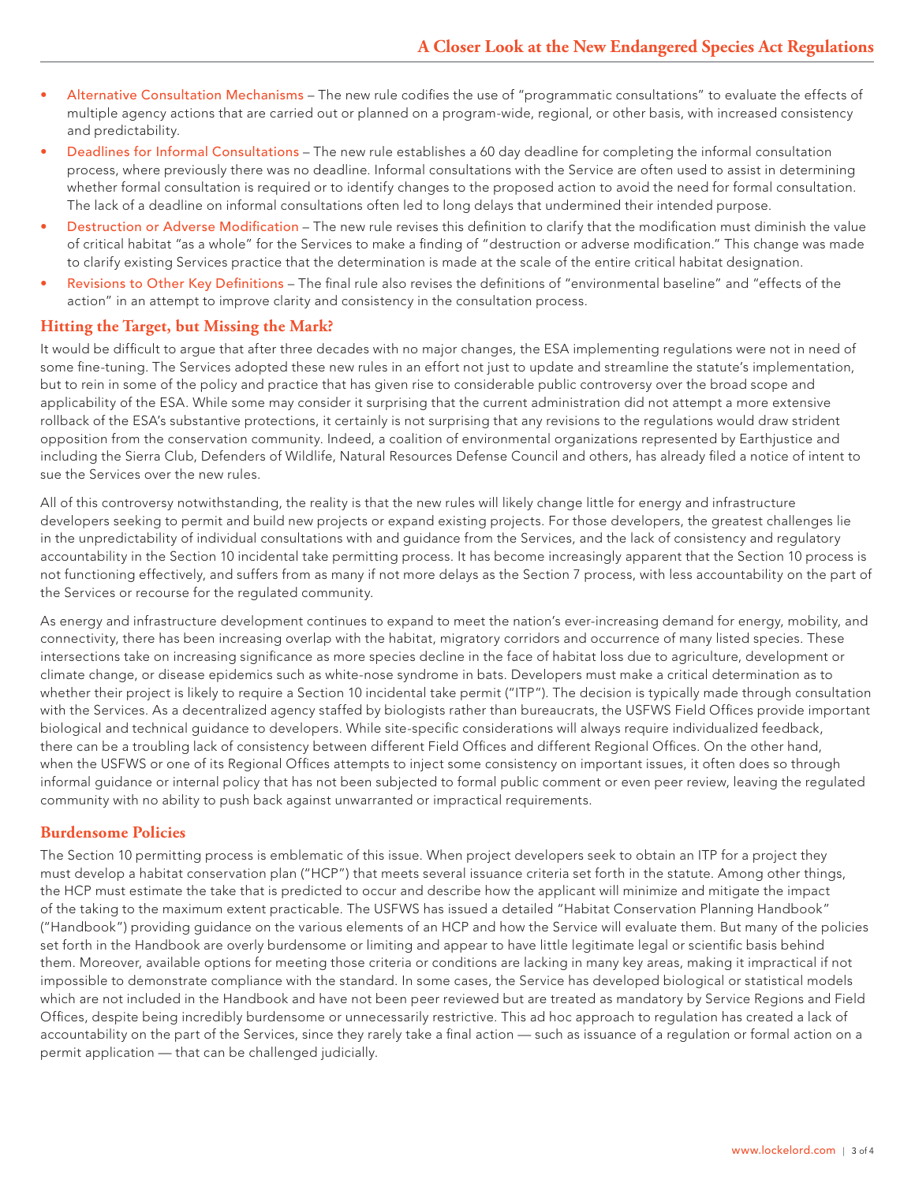- Alternative Consultation Mechanisms – The new rule codifies the use of "programmatic consultations" to evaluate the effects of multiple agency actions that are carried out or planned on a program-wide, regional, or other basis, with increased consistency and predictability.
- Deadlines for Informal Consultations – The new rule establishes a 60 day deadline for completing the informal consultation process, where previously there was no deadline. Informal consultations with the Service are often used to assist in determining whether formal consultation is required or to identify changes to the proposed action to avoid the need for formal consultation. The lack of a deadline on informal consultations often led to long delays that undermined their intended purpose.
- Destruction or Adverse Modification – The new rule revises this definition to clarify that the modification must diminish the value of critical habitat "as a whole" for the Services to make a finding of "destruction or adverse modification." This change was made to clarify existing Services practice that the determination is made at the scale of the entire critical habitat designation.
- Revisions to Other Key Definitions – The final rule also revises the definitions of "environmental baseline" and "effects of the action" in an attempt to improve clarity and consistency in the consultation process.

## Hitting the Target, but Missing the Mark?

It would be difficult to argue that after three decades with no major changes, the ESA implementing regulations were not in need of some fine-tuning. The Services adopted these new rules in an effort not just to update and streamline the statute's implementation, but to rein in some of the policy and practice that has given rise to considerable public controversy over the broad scope and applicability of the ESA. While some may consider it surprising that the current administration did not attempt a more extensive rollback of the ESA's substantive protections, it certainly is not surprising that any revisions to the regulations would draw strident opposition from the conservation community. Indeed, a coalition of environmental organizations represented by Earthjustice and including the Sierra Club, Defenders of Wildlife, Natural Resources Defense Council and others, has already filed a notice of intent to sue the Services over the new rules.

All of this controversy notwithstanding, the reality is that the new rules will likely change little for energy and infrastructure developers seeking to permit and build new projects or expand existing projects. For those developers, the greatest challenges lie in the unpredictability of individual consultations with and guidance from the Services, and the lack of consistency and regulatory accountability in the Section 10 incidental take permitting process. It has become increasingly apparent that the Section 10 process is not functioning effectively, and suffers from as many if not more delays as the Section 7 process, with less accountability on the part of the Services or recourse for the regulated community.

As energy and infrastructure development continues to expand to meet the nation's ever-increasing demand for energy, mobility, and connectivity, there has been increasing overlap with the habitat, migratory corridors and occurrence of many listed species. These intersections take on increasing significance as more species decline in the face of habitat loss due to agriculture, development or climate change, or disease epidemics such as white-nose syndrome in bats. Developers must make a critical determination as to whether their project is likely to require a Section 10 incidental take permit ("ITP"). The decision is typically made through consultation with the Services. As a decentralized agency staffed by biologists rather than bureaucrats, the USFWS Field Offices provide important biological and technical guidance to developers. While site-specific considerations will always require individualized feedback, there can be a troubling lack of consistency between different Field Offices and different Regional Offices. On the other hand, when the USFWS or one of its Regional Offices attempts to inject some consistency on important issues, it often does so through informal guidance or internal policy that has not been subjected to formal public comment or even peer review, leaving the regulated community with no ability to push back against unwarranted or impractical requirements.

## Burdensome Policies

The Section 10 permitting process is emblematic of this issue. When project developers seek to obtain an ITP for a project they must develop a habitat conservation plan ("HCP") that meets several issuance criteria set forth in the statute. Among other things, the HCP must estimate the take that is predicted to occur and describe how the applicant will minimize and mitigate the impact of the taking to the maximum extent practicable. The USFWS has issued a detailed "Habitat Conservation Planning Handbook" ("Handbook") providing guidance on the various elements of an HCP and how the Service will evaluate them. But many of the policies set forth in the Handbook are overly burdensome or limiting and appear to have little legitimate legal or scientific basis behind them. Moreover, available options for meeting those criteria or conditions are lacking in many key areas, making it impractical if not impossible to demonstrate compliance with the standard. In some cases, the Service has developed biological or statistical models which are not included in the Handbook and have not been peer reviewed but are treated as mandatory by Service Regions and Field Offices, despite being incredibly burdensome or unnecessarily restrictive. This ad hoc approach to regulation has created a lack of accountability on the part of the Services, since they rarely take a final action — such as issuance of a regulation or formal action on a permit application — that can be challenged judicially.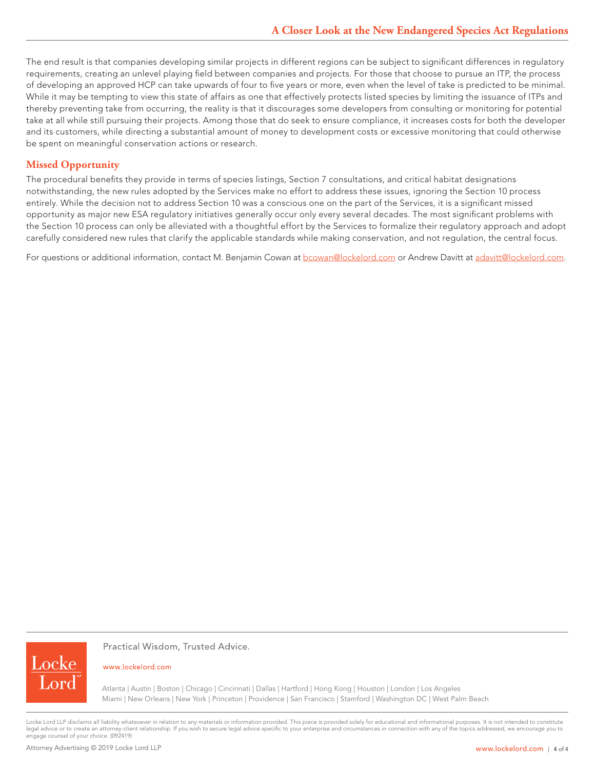The end result is that companies developing similar projects in different regions can be subject to significant differences in regulatory requirements, creating an unlevel playing field between companies and projects. For those that choose to pursue an ITP, the process of developing an approved HCP can take upwards of four to five years or more, even when the level of take is predicted to be minimal. While it may be tempting to view this state of affairs as one that effectively protects listed species by limiting the issuance of ITPs and thereby preventing take from occurring, the reality is that it discourages some developers from consulting or monitoring for potential take at all while still pursuing their projects. Among those that do seek to ensure compliance, it increases costs for both the developer and its customers, while directing a substantial amount of money to development costs or excessive monitoring that could otherwise be spent on meaningful conservation actions or research.

## Missed Opportunity

The procedural benefits they provide in terms of species listings, Section 7 consultations, and critical habitat designations notwithstanding, the new rules adopted by the Services make no effort to address these issues, ignoring the Section 10 process entirely. While the decision not to address Section 10 was a conscious one on the part of the Services, it is a significant missed opportunity as major new ESA regulatory initiatives generally occur only every several decades. The most significant problems with the Section 10 process can only be alleviated with a thoughtful effort by the Services to formalize their regulatory approach and adopt carefully considered new rules that clarify the applicable standards while making conservation, and not regulation, the central focus.

For questions or additional information, contact M. Benjamin Cowan at bcowan@lockelord.com or Andrew Davitt at adavitt@lockelord.com.

Locke Lord LLP

Practical Wisdom, Trusted Advice.

www.lockelord.com

Atlanta | Austin | Boston | Chicago | Cincinnati | Dallas | Hartford | Hong Kong | Houston | London | Los Angeles
Miami | New Orleans | New York | Princeton | Providence | San Francisco | Stamford | Washington DC | West Palm Beach

Locke Lord LLP disclaims all liability whatsoever in relation to any materials or information provided. This piece is provided solely for educational and informational purposes. It is not intended to constitute legal advice or to create an attorney-client relationship. If you wish to secure legal advice specific to your enterprise and circumstances in connection with any of the topics addressed, we encourage you to engage counsel of your choice. (092419)

Attorney Advertising © 2019 Locke Lord LLP